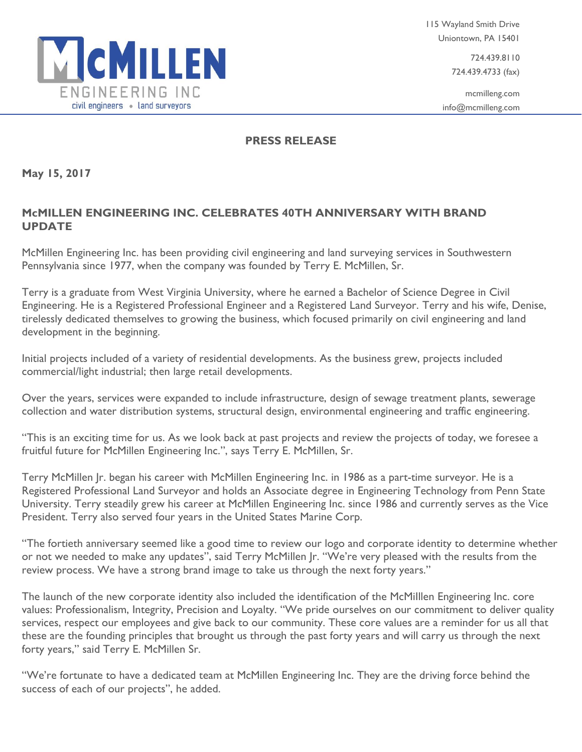McMILLEN ENGINEERING INC
civil engineers • land surveyors

115 Wayland Smith Drive
Uniontown, PA 15401

724.439.8110
724.439.4733 (fax)

mcmilleng.com
info@mcmilleng.com

## PRESS RELEASE

**May 15, 2017**

## McMILLEN ENGINEERING INC. CELEBRATES 40TH ANNIVERSARY WITH BRAND UPDATE

McMillen Engineering Inc. has been providing civil engineering and land surveying services in Southwestern Pennsylvania since 1977, when the company was founded by Terry E. McMillen, Sr.

Terry is a graduate from West Virginia University, where he earned a Bachelor of Science Degree in Civil Engineering. He is a Registered Professional Engineer and a Registered Land Surveyor. Terry and his wife, Denise, tirelessly dedicated themselves to growing the business, which focused primarily on civil engineering and land development in the beginning.

Initial projects included of a variety of residential developments. As the business grew, projects included commercial/light industrial; then large retail developments.

Over the years, services were expanded to include infrastructure, design of sewage treatment plants, sewerage collection and water distribution systems, structural design, environmental engineering and traffic engineering.

"This is an exciting time for us. As we look back at past projects and review the projects of today, we foresee a fruitful future for McMillen Engineering Inc.", says Terry E. McMillen, Sr.

Terry McMillen Jr. began his career with McMillen Engineering Inc. in 1986 as a part-time surveyor. He is a Registered Professional Land Surveyor and holds an Associate degree in Engineering Technology from Penn State University. Terry steadily grew his career at McMillen Engineering Inc. since 1986 and currently serves as the Vice President. Terry also served four years in the United States Marine Corp.

"The fortieth anniversary seemed like a good time to review our logo and corporate identity to determine whether or not we needed to make any updates", said Terry McMillen Jr. "We're very pleased with the results from the review process. We have a strong brand image to take us through the next forty years."

The launch of the new corporate identity also included the identification of the McMilllen Engineering Inc. core values: Professionalism, Integrity, Precision and Loyalty. "We pride ourselves on our commitment to deliver quality services, respect our employees and give back to our community. These core values are a reminder for us all that these are the founding principles that brought us through the past forty years and will carry us through the next forty years," said Terry E. McMillen Sr.

"We're fortunate to have a dedicated team at McMillen Engineering Inc. They are the driving force behind the success of each of our projects", he added.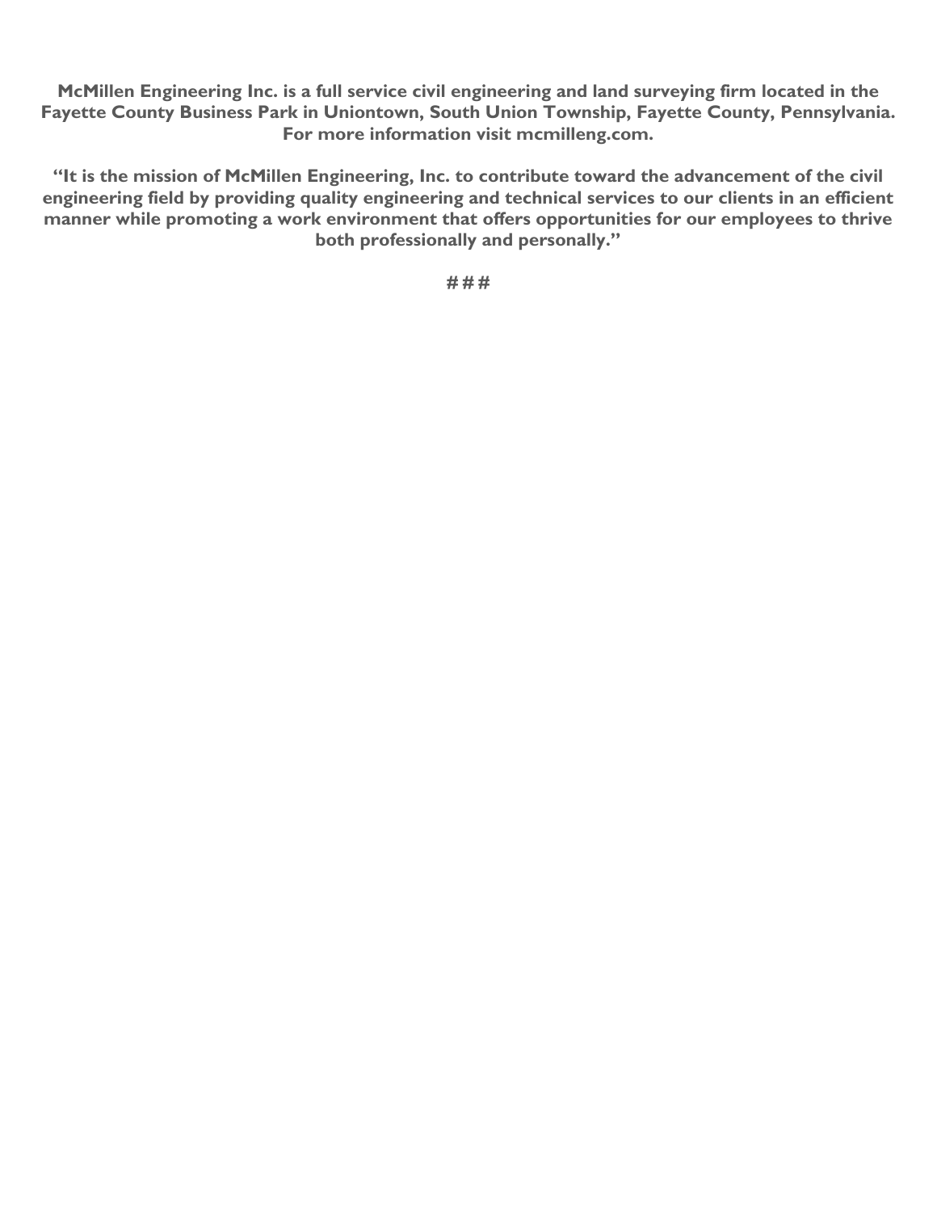**McMillen Engineering Inc. is a full service civil engineering and land surveying firm located in the Fayette County Business Park in Uniontown, South Union Township, Fayette County, Pennsylvania. For more information visit mcmilleng.com.**

**"It is the mission of McMillen Engineering, Inc. to contribute toward the advancement of the civil engineering field by providing quality engineering and technical services to our clients in an efficient manner while promoting a work environment that offers opportunities for our employees to thrive both professionally and personally."**

**###**